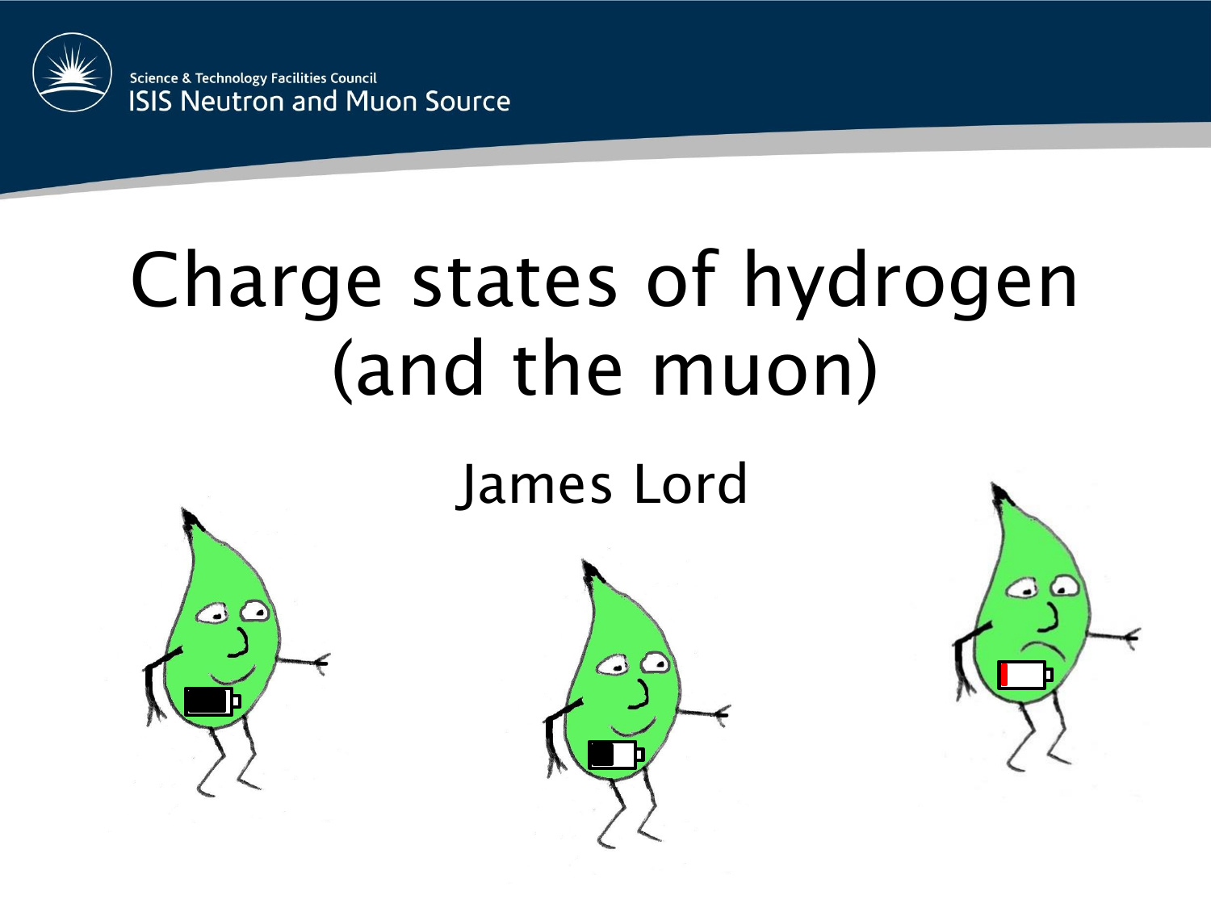Science & Technology Facilities Council
ISIS Neutron and Muon Source

# Charge states of hydrogen (and the muon)

James Lord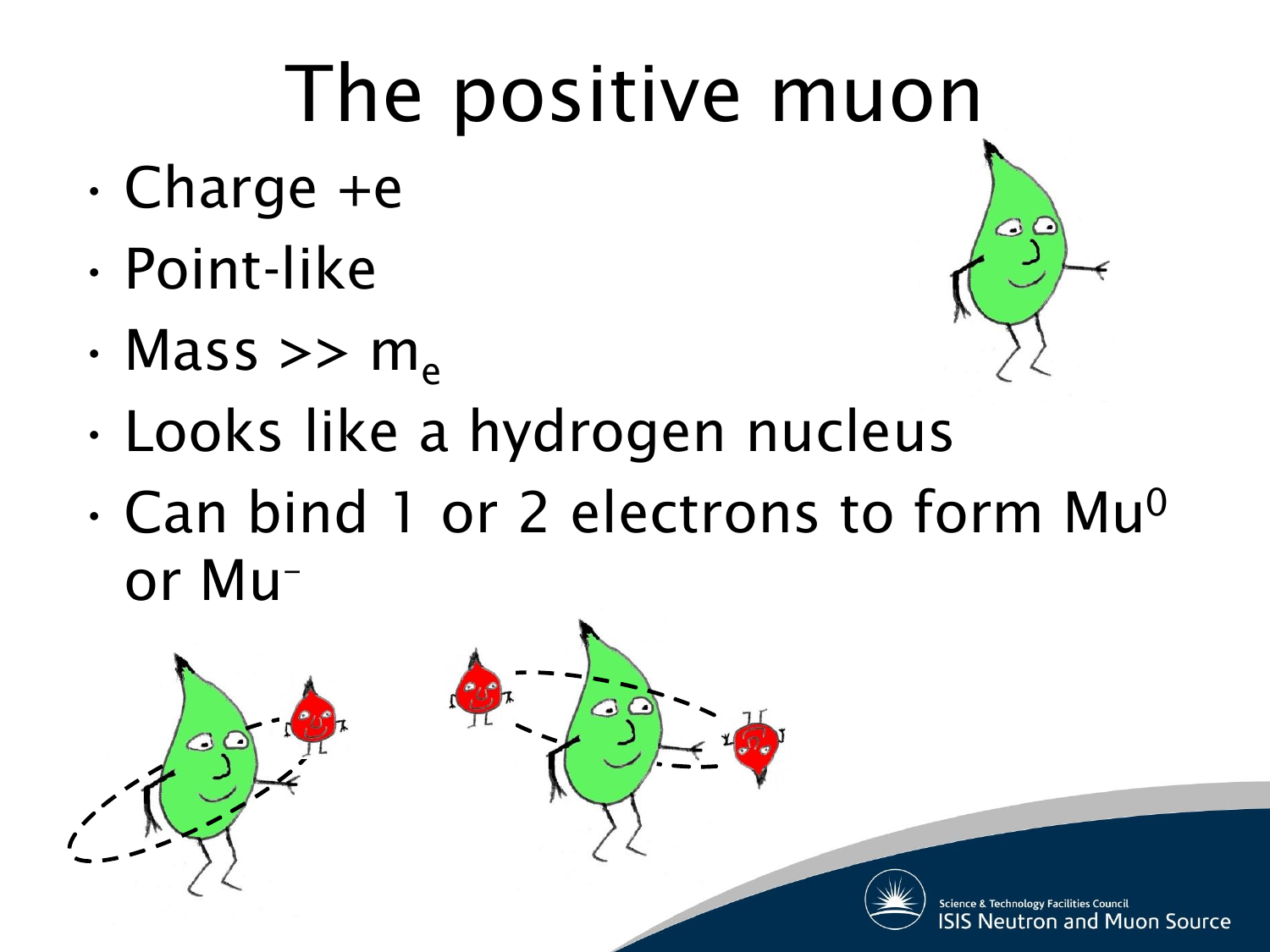# The positive muon

- Charge +e
- Point-like
- Mass >> $m_e$
- Looks like a hydrogen nucleus
- Can bind 1 or 2 electrons to form $Mu^0$ or $Mu^-$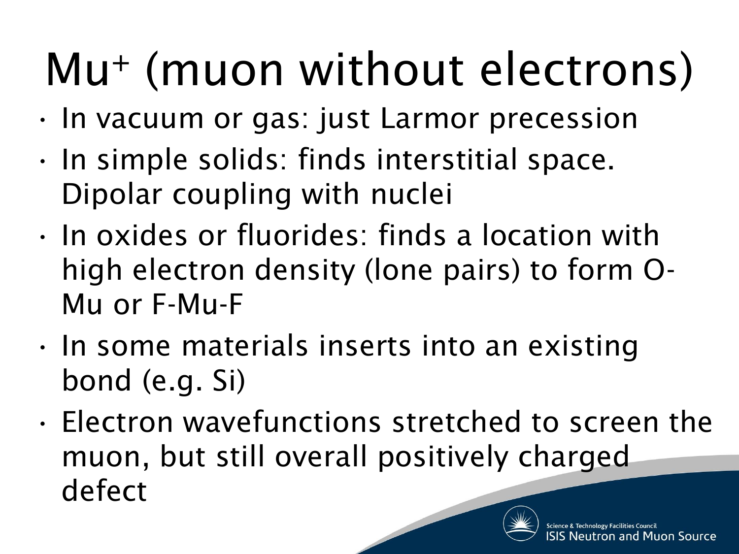# $Mu^+$ (muon without electrons)

- In vacuum or gas: just Larmor precession
- In simple solids: finds interstitial space. Dipolar coupling with nuclei
- In oxides or fluorides: finds a location with high electron density (lone pairs) to form O-Mu or F-Mu-F
- In some materials inserts into an existing bond (e.g. Si)
- Electron wavefunctions stretched to screen the muon, but still overall positively charged defect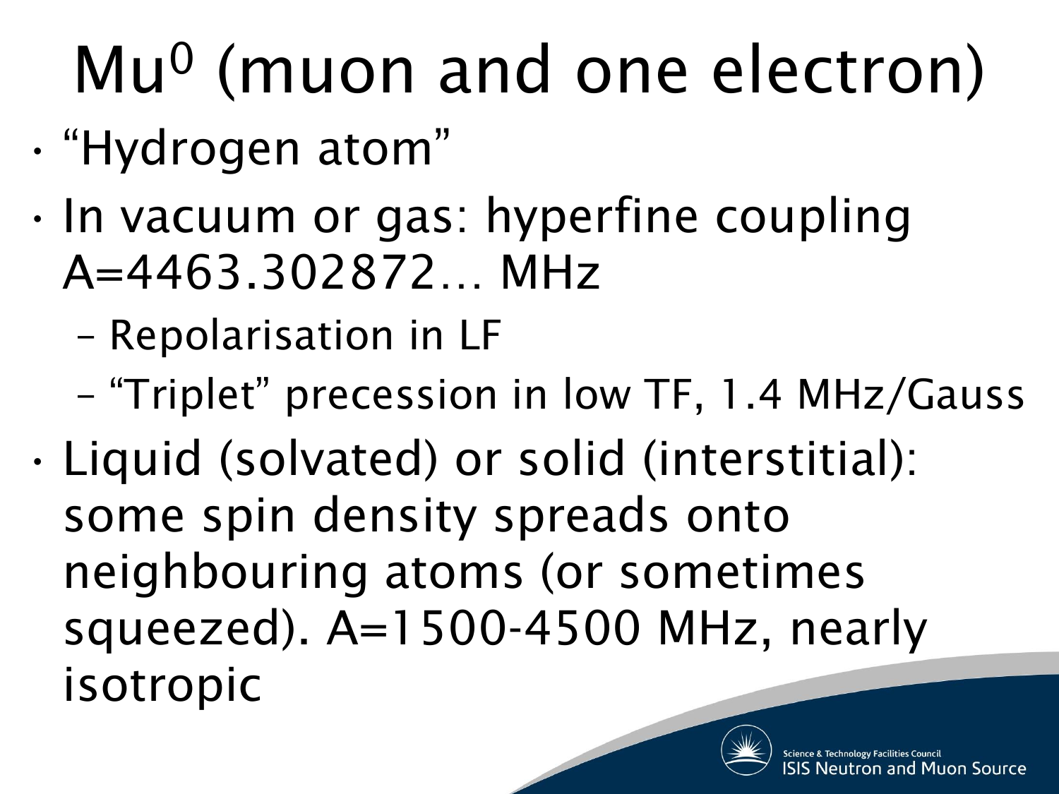# $Mu^0$ (muon and one electron)

- "Hydrogen atom"
- In vacuum or gas: hyperfine coupling A=4463.302872… MHz
  - Repolarisation in LF
  - "Triplet" precession in low TF, 1.4 MHz/Gauss
- Liquid (solvated) or solid (interstitial): some spin density spreads onto neighbouring atoms (or sometimes squeezed). A=1500-4500 MHz, nearly isotropic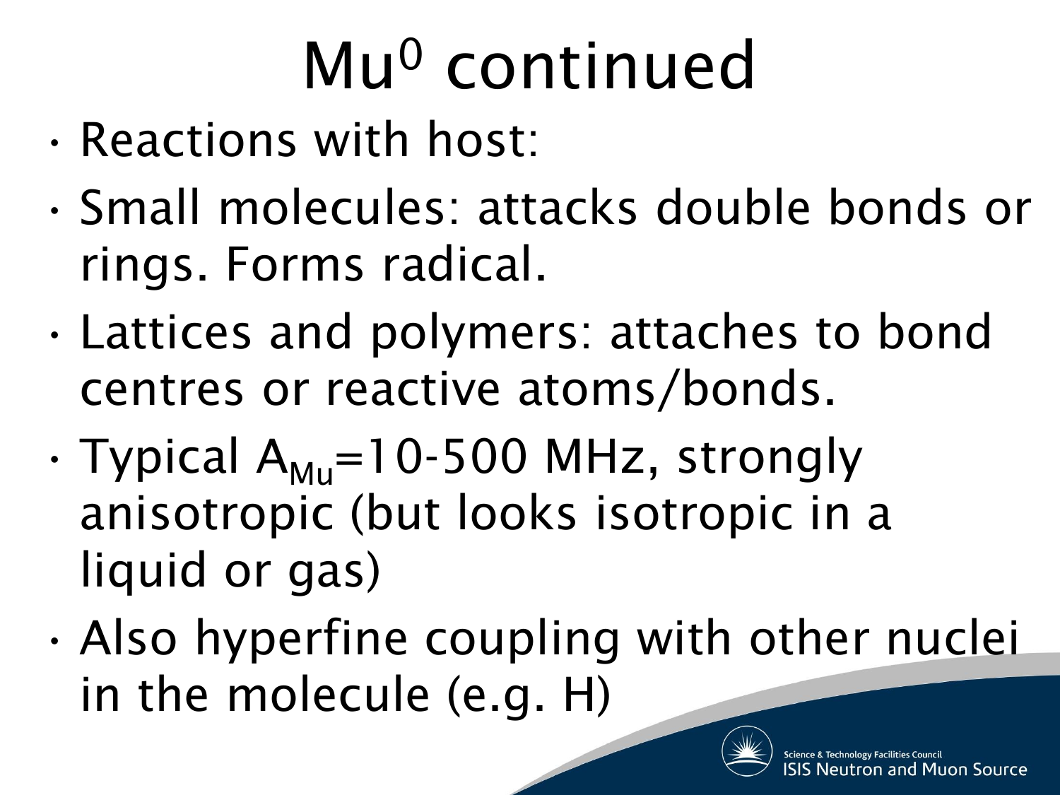# $Mu^0$ continued

- Reactions with host:
- Small molecules: attacks double bonds or rings. Forms radical.
- Lattices and polymers: attaches to bond centres or reactive atoms/bonds.
- Typical $A_{Mu}$=10-500 MHz, strongly anisotropic (but looks isotropic in a liquid or gas)
- Also hyperfine coupling with other nuclei in the molecule (e.g. H)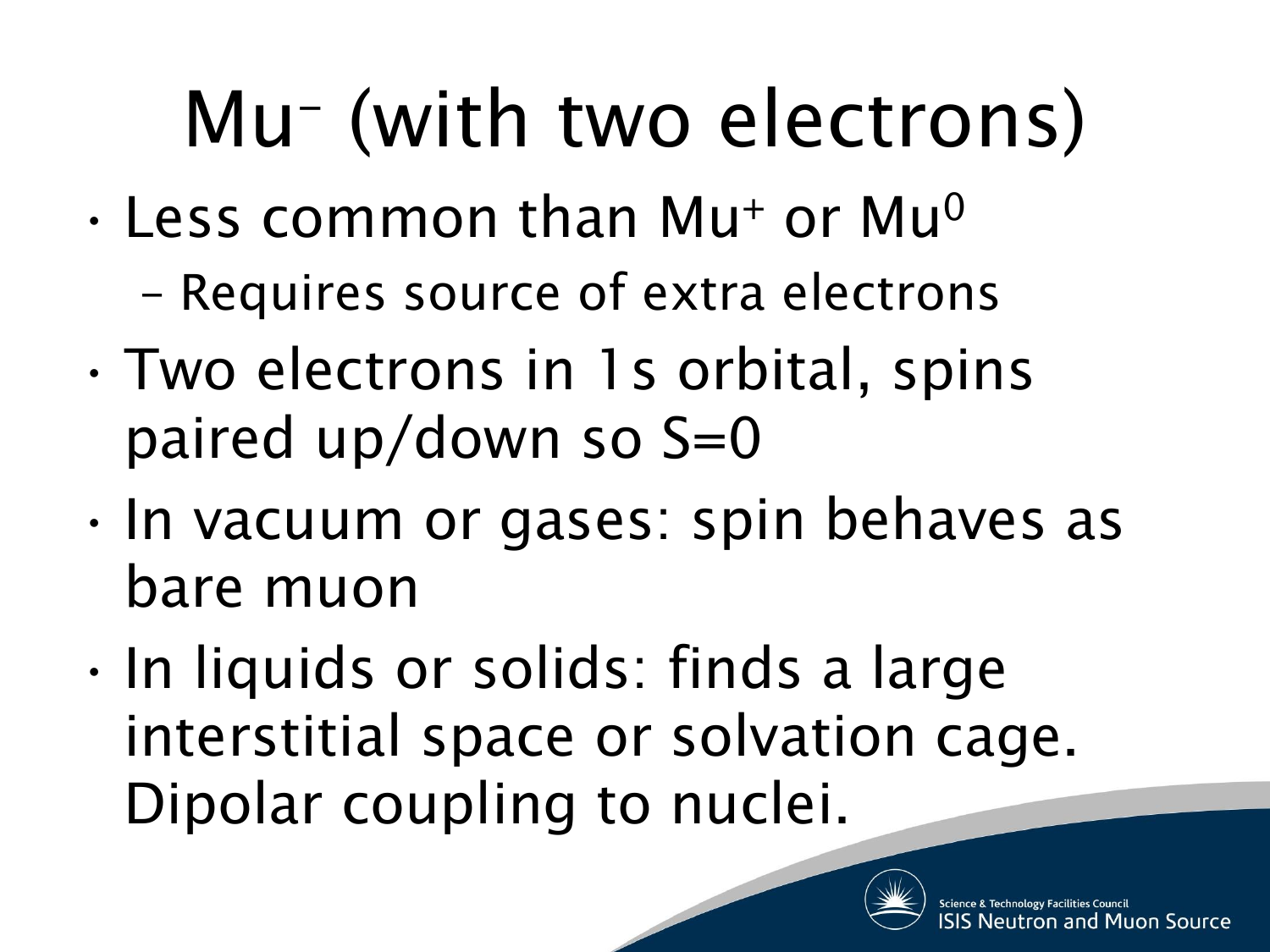# $Mu^-$ (with two electrons)

- Less common than $Mu^+$ or $Mu^0$
  - Requires source of extra electrons
- Two electrons in 1s orbital, spins paired up/down so $S=0$
- In vacuum or gases: spin behaves as bare muon
- In liquids or solids: finds a large interstitial space or solvation cage. Dipolar coupling to nuclei.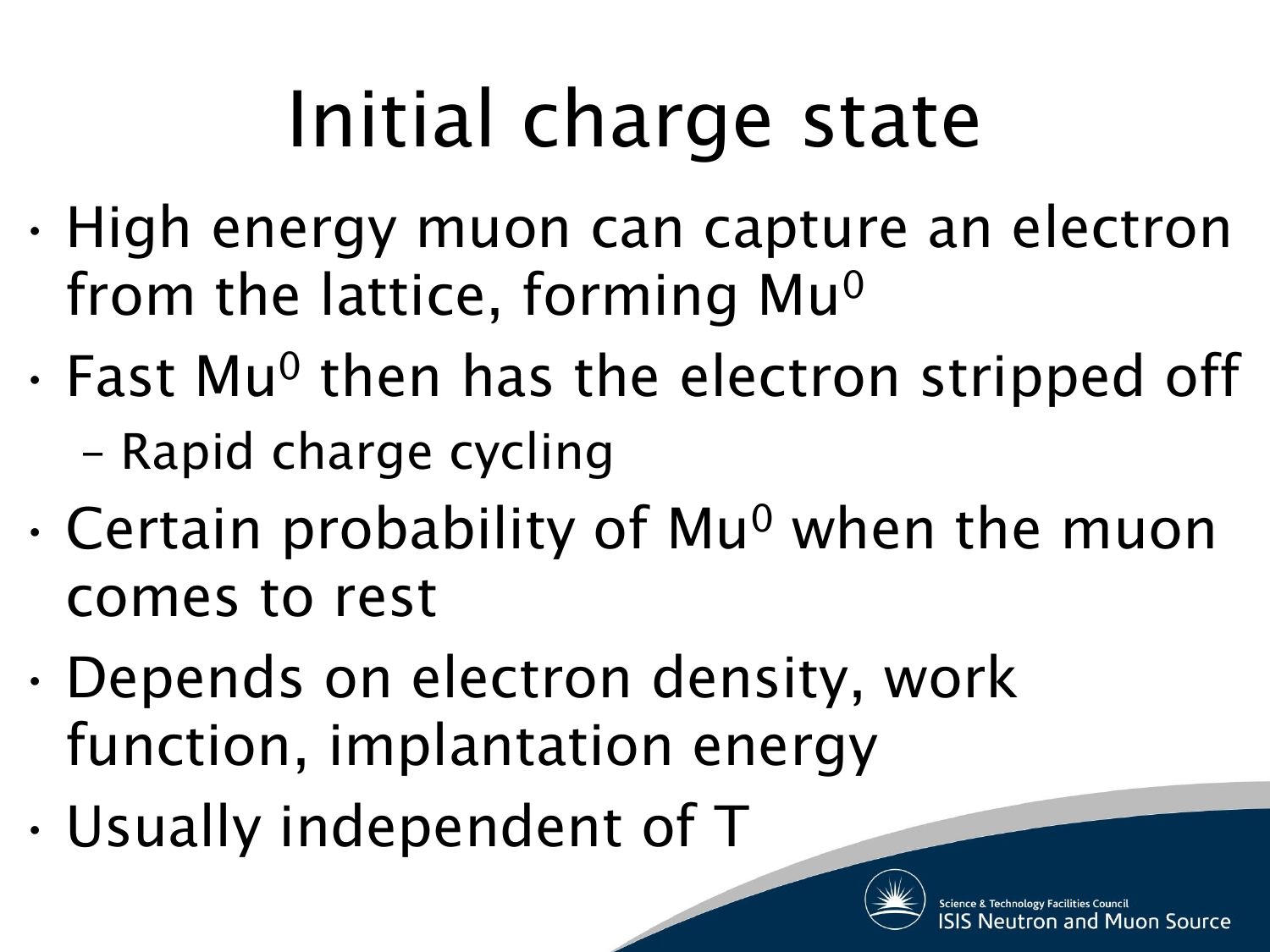# Initial charge state

- High energy muon can capture an electron from the lattice, forming $Mu^0$
- Fast $Mu^0$ then has the electron stripped off
  - Rapid charge cycling
- Certain probability of $Mu^0$ when the muon comes to rest
- Depends on electron density, work function, implantation energy
- Usually independent of T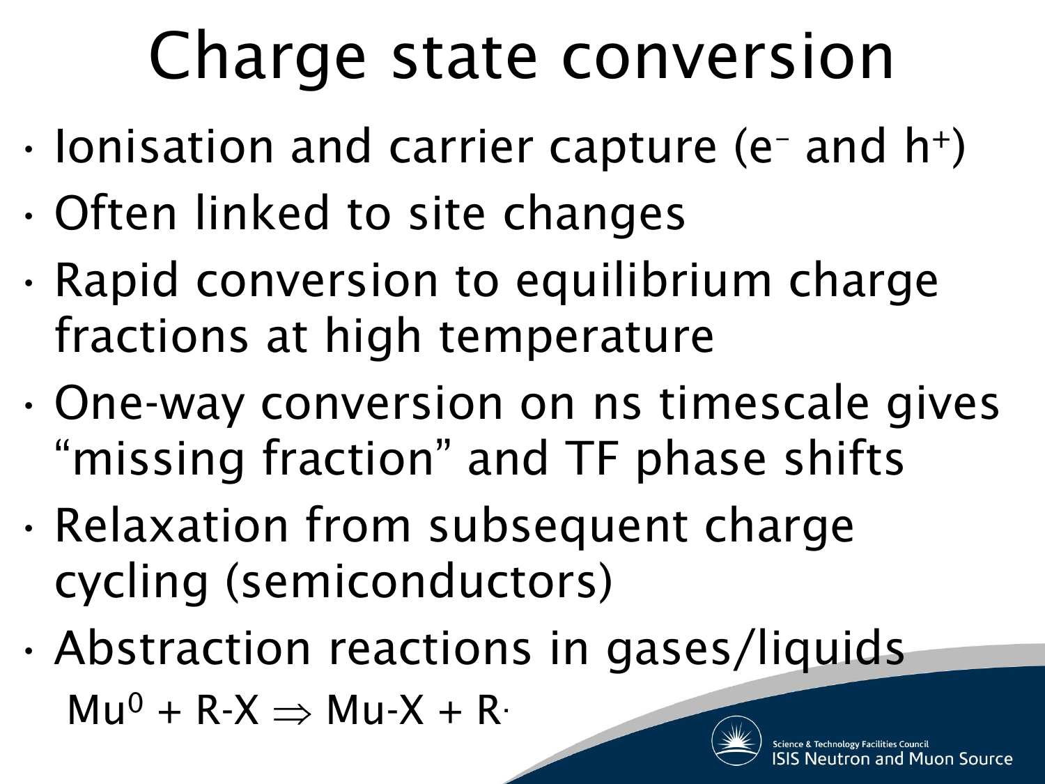# Charge state conversion

- Ionisation and carrier capture ($e^-$ and $h^+$)
- Often linked to site changes
- Rapid conversion to equilibrium charge fractions at high temperature
- One-way conversion on ns timescale gives "missing fraction" and TF phase shifts
- Relaxation from subsequent charge cycling (semiconductors)
- Abstraction reactions in gases/liquids

  $Mu^0 + R\text{-}X \Rightarrow Mu\text{-}X + R\cdot$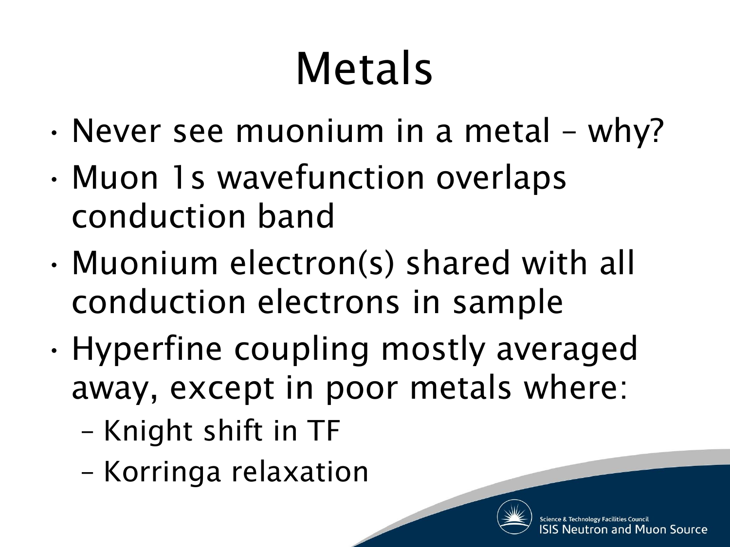# Metals

- Never see muonium in a metal – why?
- Muon 1s wavefunction overlaps conduction band
- Muonium electron(s) shared with all conduction electrons in sample
- Hyperfine coupling mostly averaged away, except in poor metals where:
  - Knight shift in TF
  - Korringa relaxation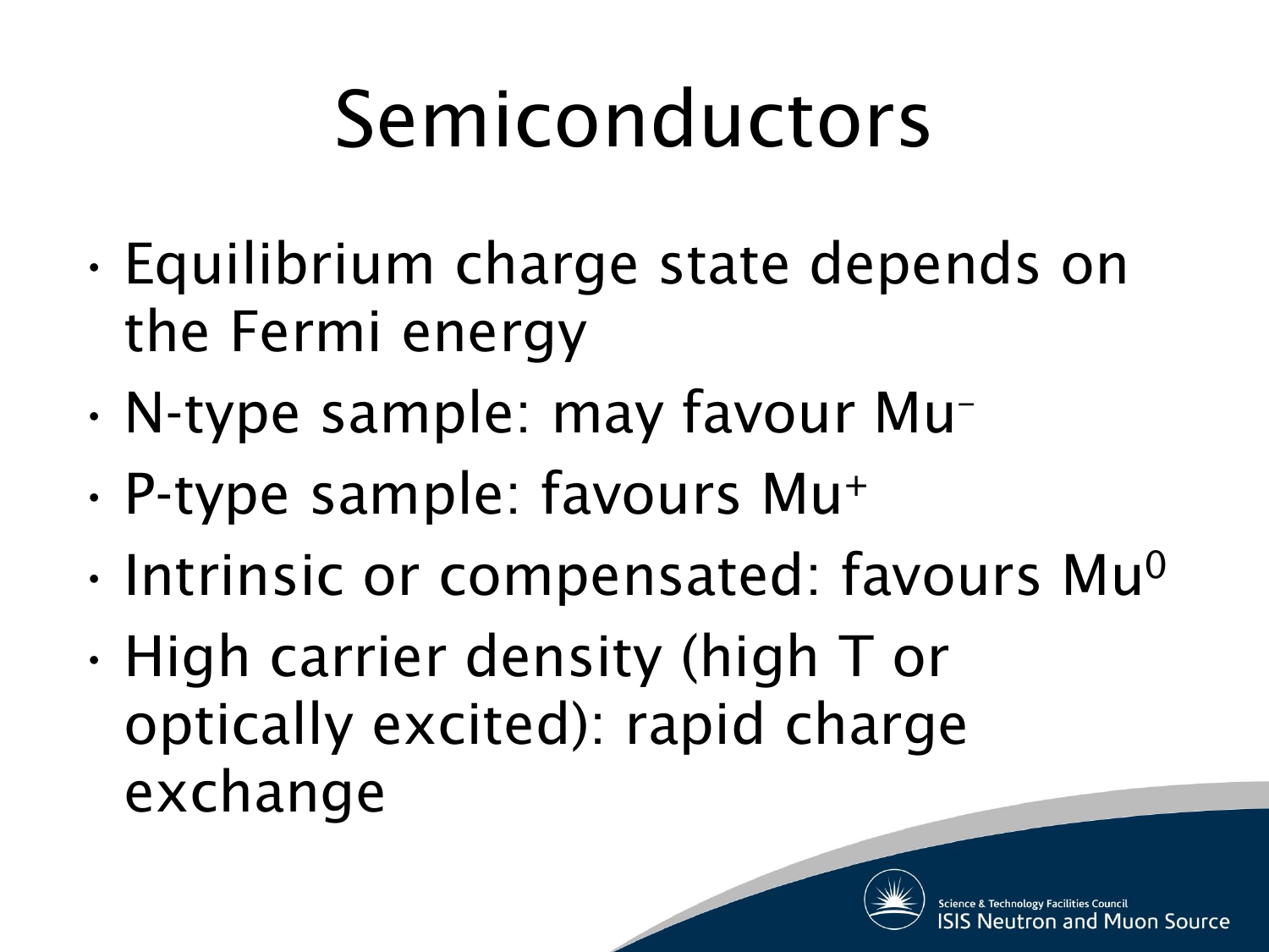# Semiconductors

- Equilibrium charge state depends on the Fermi energy
- N-type sample: may favour $Mu^-$
- P-type sample: favours $Mu^+$
- Intrinsic or compensated: favours $Mu^0$
- High carrier density (high T or optically excited): rapid charge exchange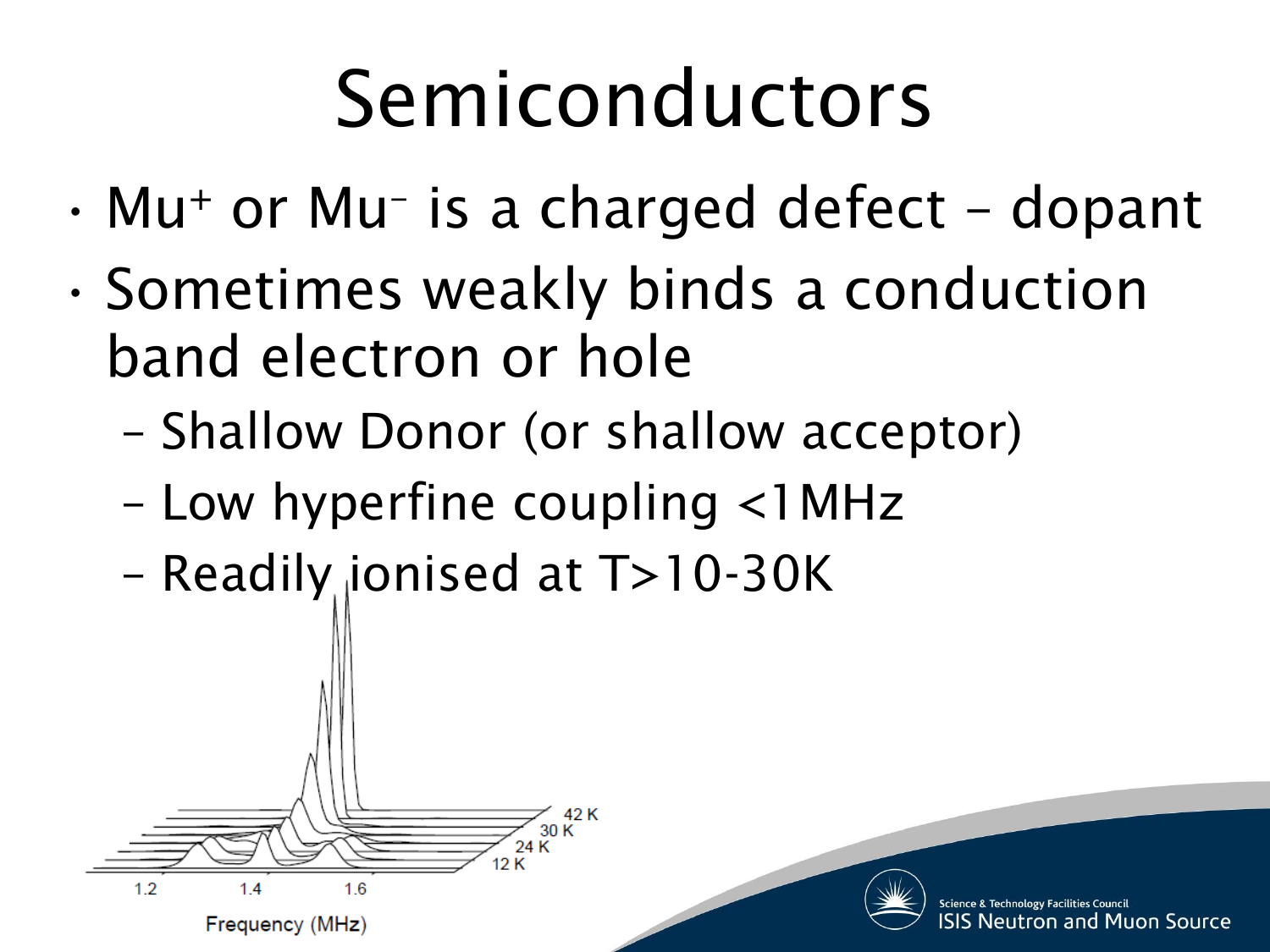# Semiconductors

- $Mu^+$ or $Mu^-$ is a charged defect – dopant
- Sometimes weakly binds a conduction band electron or hole
  - Shallow Donor (or shallow acceptor)
  - Low hyperfine coupling <1MHz
  - Readily ionised at T>10-30K

42 K
30 K
24 K
12 K
1.2
1.4
1.6
Frequency (MHz)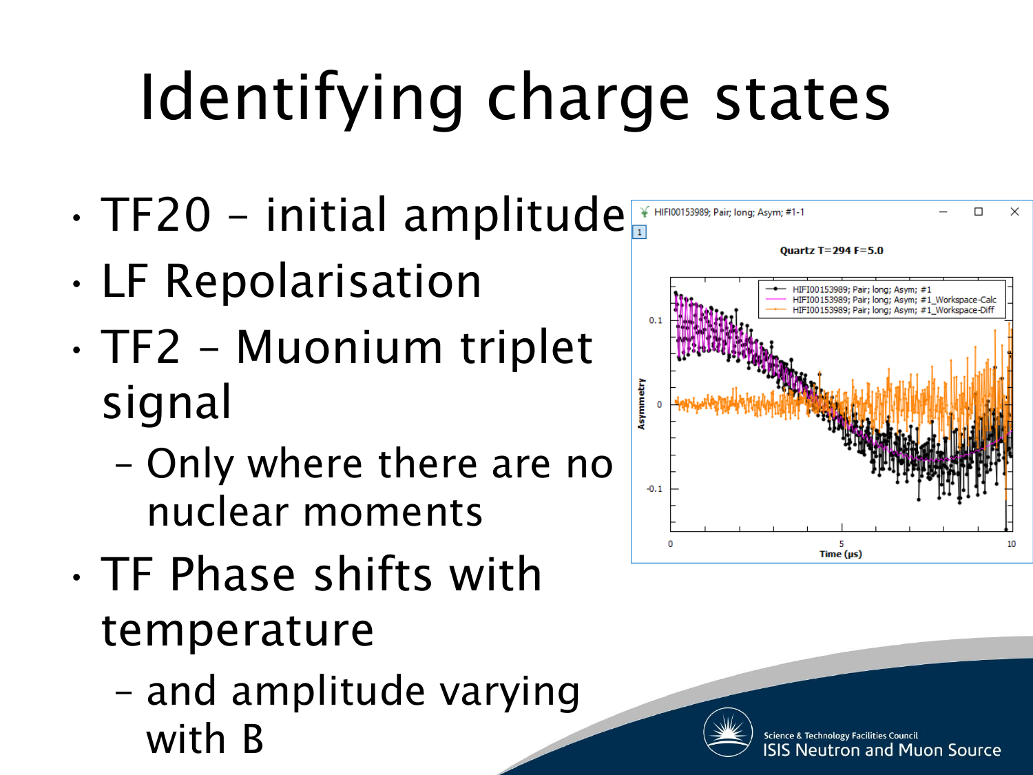# Identifying charge states

- TF20 – initial amplitude
- LF Repolarisation
- TF2 – Muonium triplet signal
  - Only where there are no nuclear moments
- TF Phase shifts with temperature
  - and amplitude varying with B

HIFI00153989; Pair; long; Asym; #1-1

Quartz T=294 F=5.0

HIFI00153989; Pair; long; Asym; #1
HIFI00153989; Pair; long; Asym; #1_Workspace-Calc
HIFI00153989; Pair; long; Asym; #1_Workspace-Diff

Asymmetry

0.1
0
-0.1

0
5
10
Time (μs)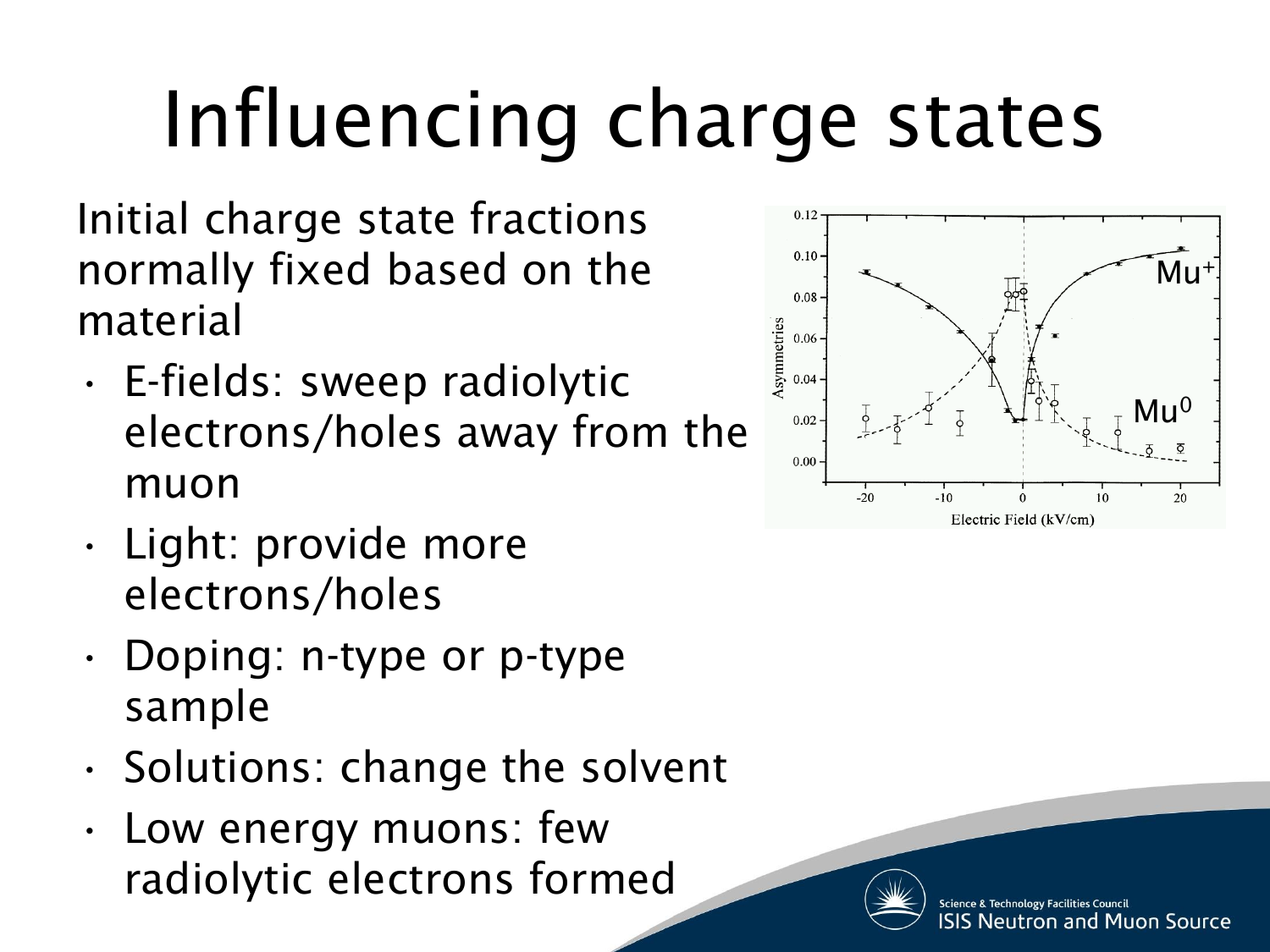# Influencing charge states

Initial charge state fractions normally fixed based on the material

- E-fields: sweep radiolytic electrons/holes away from the muon
- Light: provide more electrons/holes
- Doping: n-type or p-type sample
- Solutions: change the solvent
- Low energy muons: few radiolytic electrons formed

0.12
0.10
0.08
0.06
0.04
0.02
0.00
Asymmetries
-20
-10
0
10
20
Electric Field (kV/cm)
$Mu^+$
$Mu^0$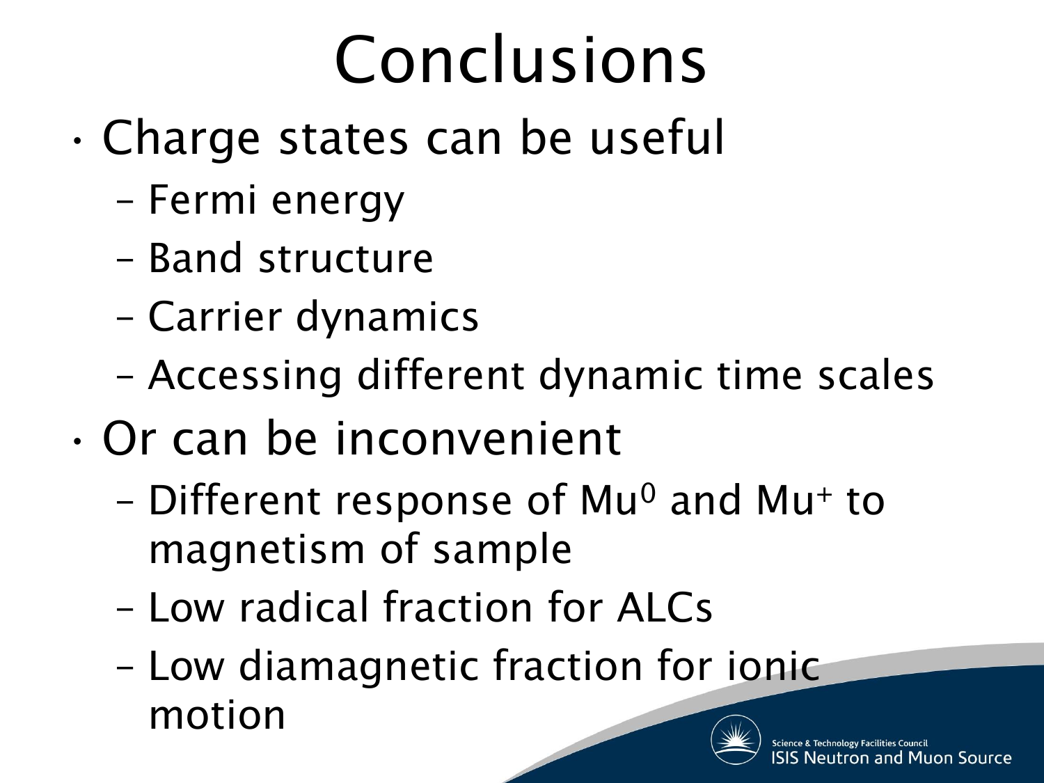# Conclusions

- Charge states can be useful
  - Fermi energy
  - Band structure
  - Carrier dynamics
  - Accessing different dynamic time scales
- Or can be inconvenient
  - Different response of $Mu^0$ and $Mu^+$ to magnetism of sample
  - Low radical fraction for ALCs
  - Low diamagnetic fraction for ionic motion